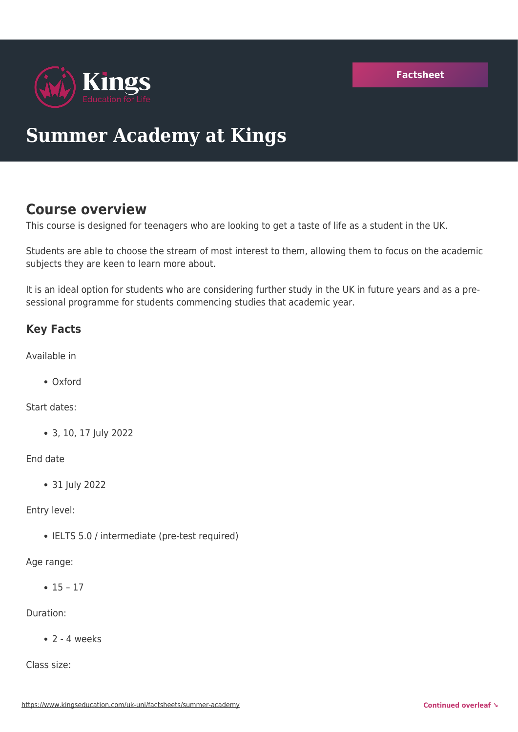# Summer Academy at Kings

Factsheet

## Course overview

This course is designed for teenagers who are looking to get a taste of life as a student in the UK.

Students are able to choose the stream of most interest to them, allowing them to focus on the academic subjects they are keen to learn more about.

It is an ideal option for students who are considering further study in the UK in future years and as a pre-sessional programme for students commencing studies that academic year.

### Key Facts

Available in

- Oxford

Start dates:

- 3, 10, 17 July 2022

End date

- 31 July 2022

Entry level:

- IELTS 5.0 / intermediate (pre-test required)

Age range:

- 15 – 17

Duration:

- 2 - 4 weeks

Class size: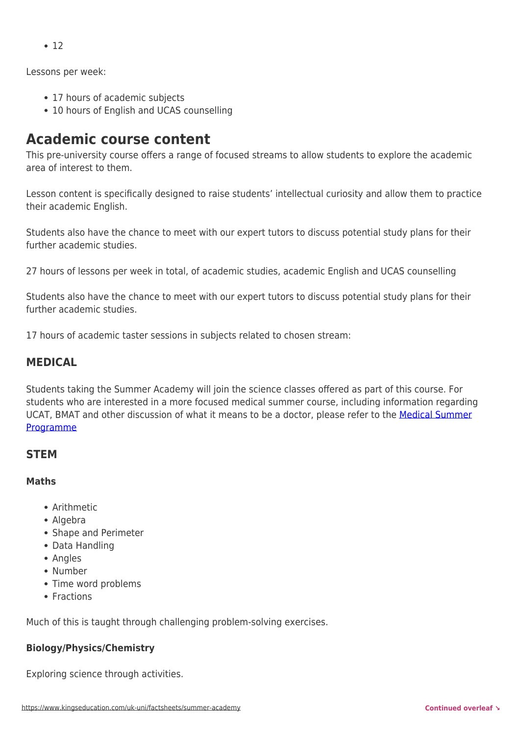- 12

Lessons per week:

- 17 hours of academic subjects
- 10 hours of English and UCAS counselling

## Academic course content

This pre-university course offers a range of focused streams to allow students to explore the academic area of interest to them.

Lesson content is specifically designed to raise students' intellectual curiosity and allow them to practice their academic English.

Students also have the chance to meet with our expert tutors to discuss potential study plans for their further academic studies.

27 hours of lessons per week in total, of academic studies, academic English and UCAS counselling

Students also have the chance to meet with our expert tutors to discuss potential study plans for their further academic studies.

17 hours of academic taster sessions in subjects related to chosen stream:

### MEDICAL

Students taking the Summer Academy will join the science classes offered as part of this course. For students who are interested in a more focused medical summer course, including information regarding UCAT, BMAT and other discussion of what it means to be a doctor, please refer to the [Medical Summer Programme]

### STEM

#### Maths

- Arithmetic
- Algebra
- Shape and Perimeter
- Data Handling
- Angles
- Number
- Time word problems
- Fractions

Much of this is taught through challenging problem-solving exercises.

#### Biology/Physics/Chemistry

Exploring science through activities.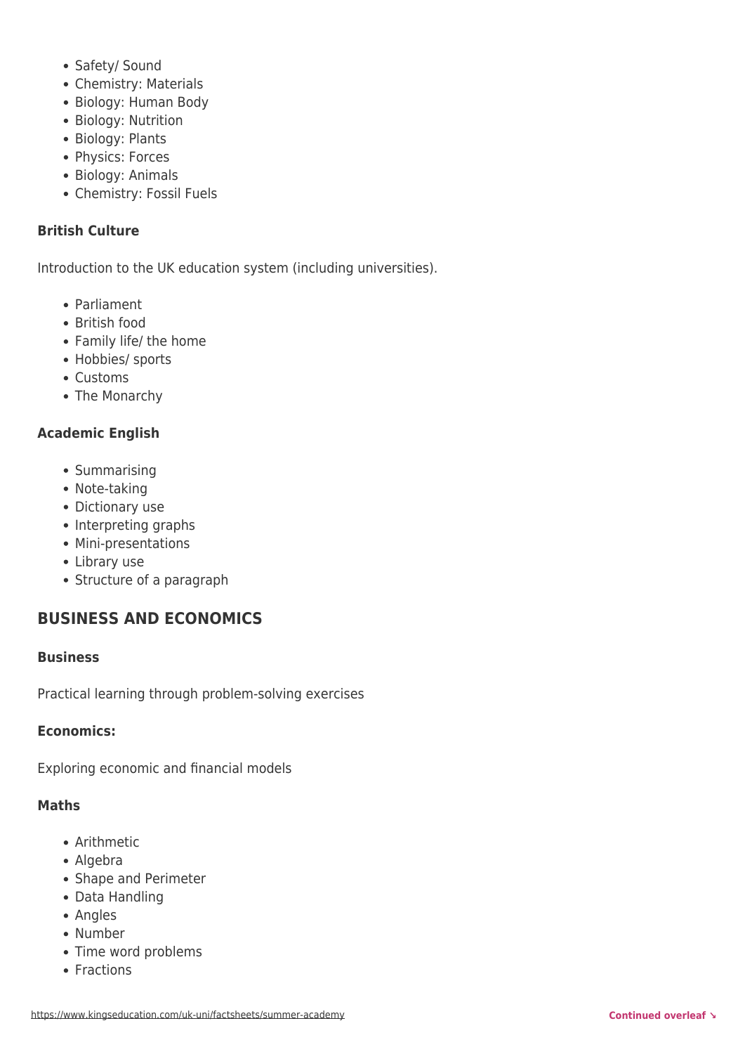- Safety/ Sound
- Chemistry: Materials
- Biology: Human Body
- Biology: Nutrition
- Biology: Plants
- Physics: Forces
- Biology: Animals
- Chemistry: Fossil Fuels

**British Culture**

Introduction to the UK education system (including universities).

- Parliament
- British food
- Family life/ the home
- Hobbies/ sports
- Customs
- The Monarchy

**Academic English**

- Summarising
- Note-taking
- Dictionary use
- Interpreting graphs
- Mini-presentations
- Library use
- Structure of a paragraph

## BUSINESS AND ECONOMICS

**Business**

Practical learning through problem-solving exercises

**Economics:**

Exploring economic and financial models

**Maths**

- Arithmetic
- Algebra
- Shape and Perimeter
- Data Handling
- Angles
- Number
- Time word problems
- Fractions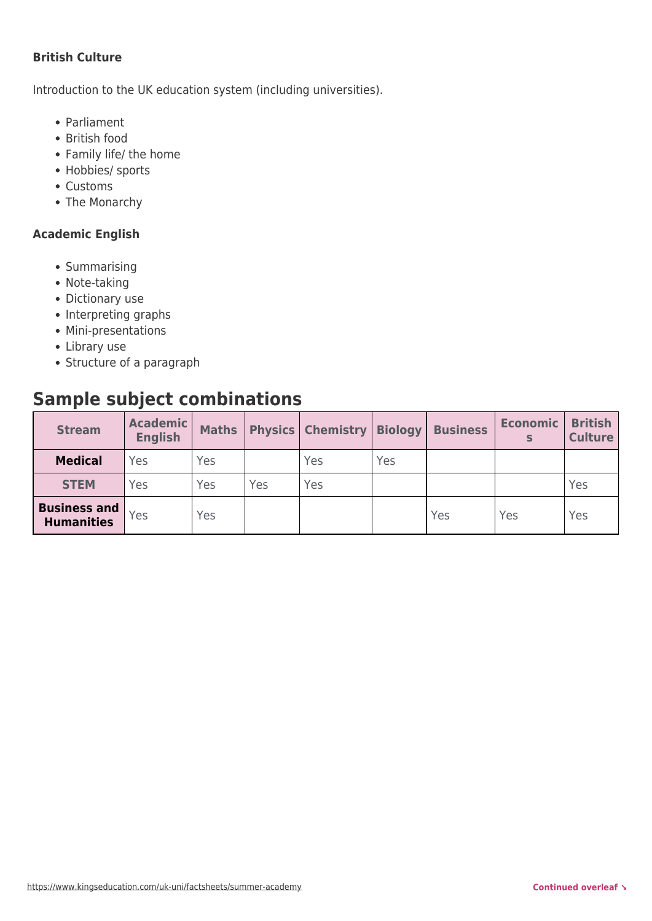**British Culture**

Introduction to the UK education system (including universities).

- Parliament
- British food
- Family life/ the home
- Hobbies/ sports
- Customs
- The Monarchy

**Academic English**

- Summarising
- Note-taking
- Dictionary use
- Interpreting graphs
- Mini-presentations
- Library use
- Structure of a paragraph

## Sample subject combinations

| Stream | Academic English | Maths | Physics | Chemistry | Biology | Business | Economics | British Culture |
|---|---|---|---|---|---|---|---|---|
| **Medical** | Yes | Yes | | Yes | Yes | | | |
| **STEM** | Yes | Yes | Yes | Yes | | | | Yes |
| **Business and Humanities** | Yes | Yes | | | | Yes | Yes | Yes |